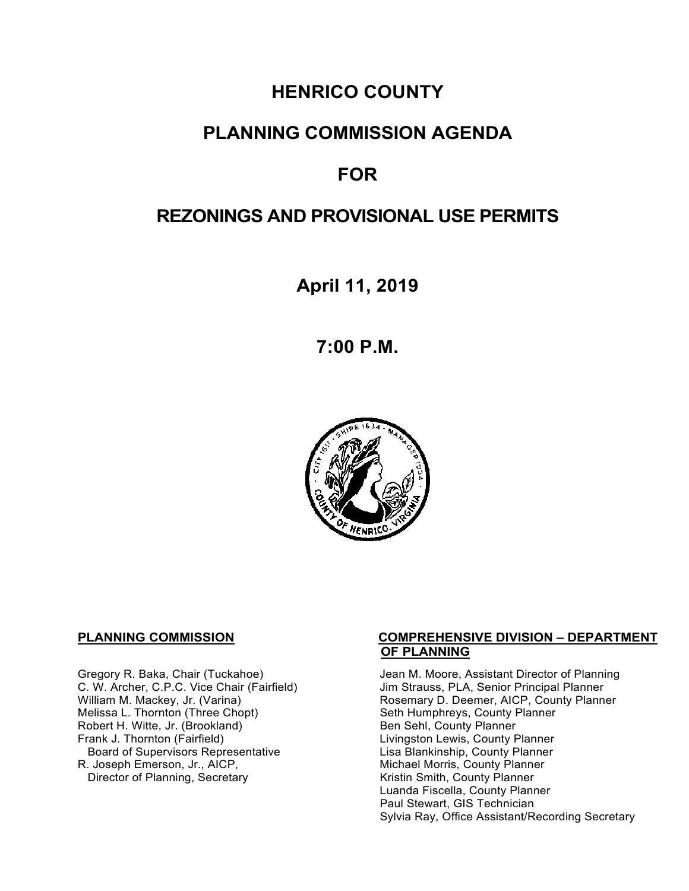# HENRICO COUNTY

# PLANNING COMMISSION AGENDA

# FOR

# REZONINGS AND PROVISIONAL USE PERMITS

## April 11, 2019

## 7:00 P.M.

**PLANNING COMMISSION**

Gregory R. Baka, Chair (Tuckahoe)
C. W. Archer, C.P.C. Vice Chair (Fairfield)
William M. Mackey, Jr. (Varina)
Melissa L. Thornton (Three Chopt)
Robert H. Witte, Jr. (Brookland)
Frank J. Thornton (Fairfield)
  Board of Supervisors Representative
R. Joseph Emerson, Jr., AICP,
  Director of Planning, Secretary

**COMPREHENSIVE DIVISION – DEPARTMENT OF PLANNING**

Jean M. Moore, Assistant Director of Planning
Jim Strauss, PLA, Senior Principal Planner
Rosemary D. Deemer, AICP, County Planner
Seth Humphreys, County Planner
Ben Sehl, County Planner
Livingston Lewis, County Planner
Lisa Blankinship, County Planner
Michael Morris, County Planner
Kristin Smith, County Planner
Luanda Fiscella, County Planner
Paul Stewart, GIS Technician
Sylvia Ray, Office Assistant/Recording Secretary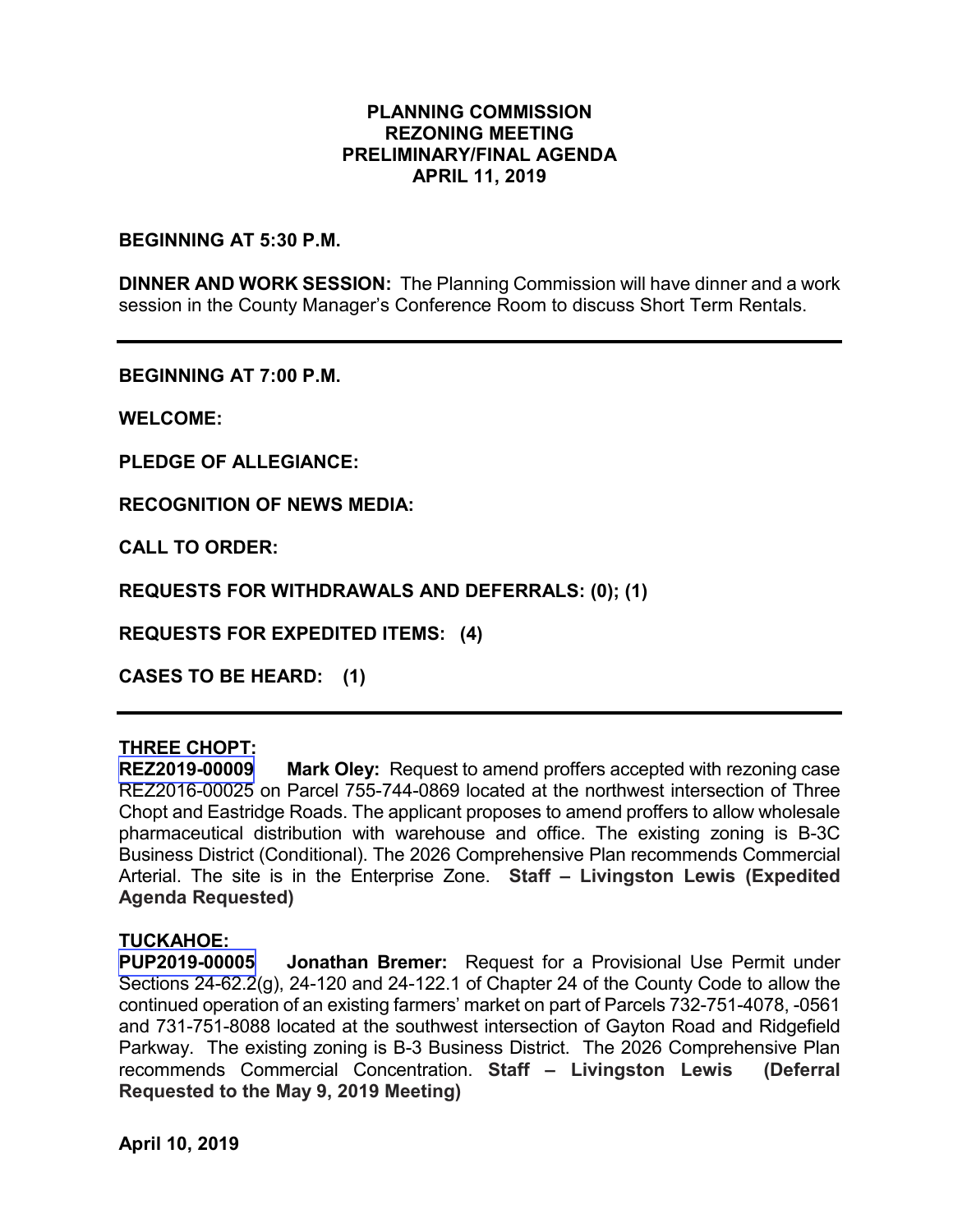# PLANNING COMMISSION
## REZONING MEETING
## PRELIMINARY/FINAL AGENDA
## APRIL 11, 2019

**BEGINNING AT 5:30 P.M.**

**DINNER AND WORK SESSION:** The Planning Commission will have dinner and a work session in the County Manager's Conference Room to discuss Short Term Rentals.

---

**BEGINNING AT 7:00 P.M.**

**WELCOME:**

**PLEDGE OF ALLEGIANCE:**

**RECOGNITION OF NEWS MEDIA:**

**CALL TO ORDER:**

**REQUESTS FOR WITHDRAWALS AND DEFERRALS: (0); (1)**

**REQUESTS FOR EXPEDITED ITEMS: (4)**

**CASES TO BE HEARD: (1)**

---

**THREE CHOPT:**

**REZ2019-00009** **Mark Oley:** Request to amend proffers accepted with rezoning case REZ2016-00025 on Parcel 755-744-0869 located at the northwest intersection of Three Chopt and Eastridge Roads. The applicant proposes to amend proffers to allow wholesale pharmaceutical distribution with warehouse and office. The existing zoning is B-3C Business District (Conditional). The 2026 Comprehensive Plan recommends Commercial Arterial. The site is in the Enterprise Zone. **Staff – Livingston Lewis (Expedited Agenda Requested)**

**TUCKAHOE:**

**PUP2019-00005** **Jonathan Bremer:** Request for a Provisional Use Permit under Sections 24-62.2(g), 24-120 and 24-122.1 of Chapter 24 of the County Code to allow the continued operation of an existing farmers' market on part of Parcels 732-751-4078, -0561 and 731-751-8088 located at the southwest intersection of Gayton Road and Ridgefield Parkway. The existing zoning is B-3 Business District. The 2026 Comprehensive Plan recommends Commercial Concentration. **Staff – Livingston Lewis (Deferral Requested to the May 9, 2019 Meeting)**

**April 10, 2019**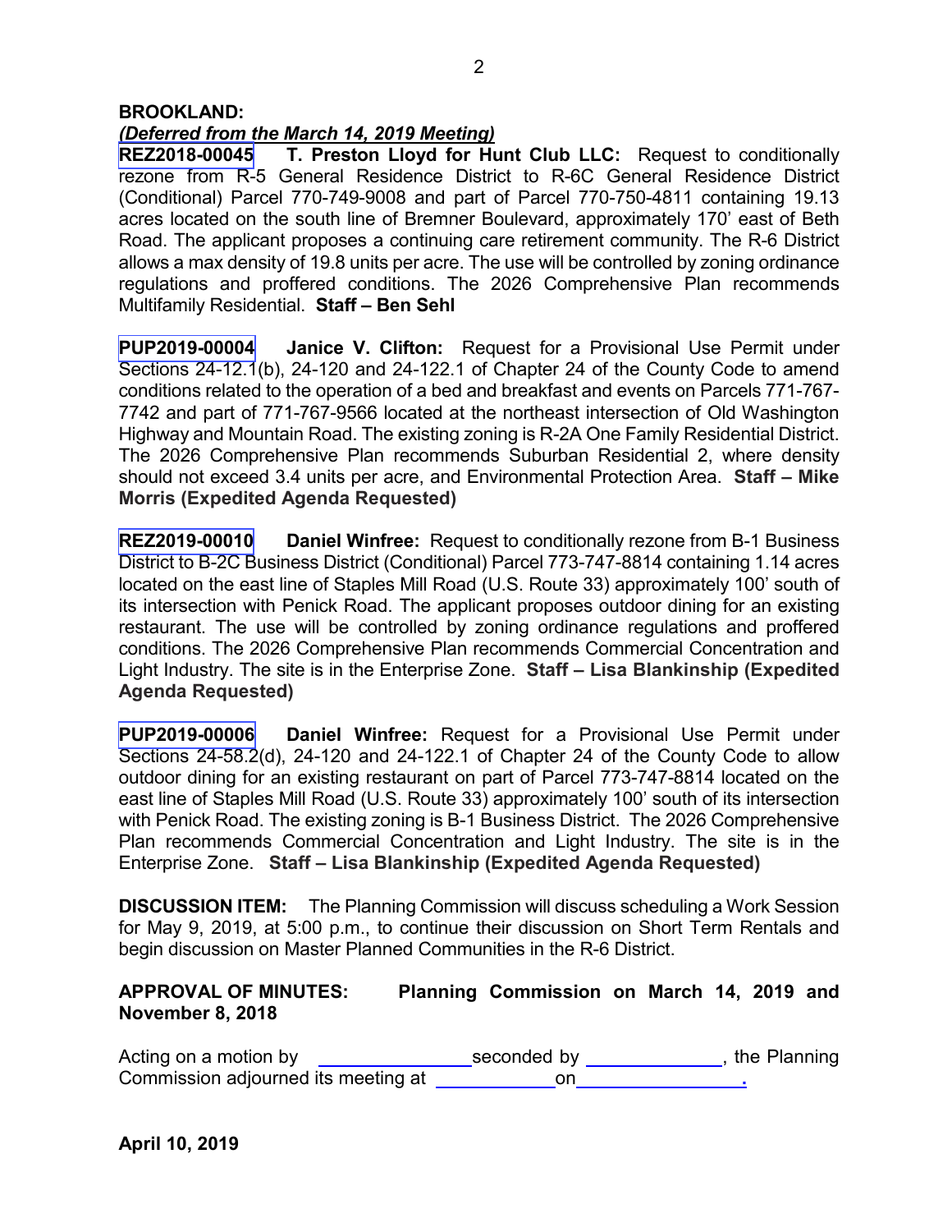**BROOKLAND:**

***(Deferred from the March 14, 2019 Meeting)***

**REZ2018-00045 T. Preston Lloyd for Hunt Club LLC:** Request to conditionally rezone from R-5 General Residence District to R-6C General Residence District (Conditional) Parcel 770-749-9008 and part of Parcel 770-750-4811 containing 19.13 acres located on the south line of Bremner Boulevard, approximately 170' east of Beth Road. The applicant proposes a continuing care retirement community. The R-6 District allows a max density of 19.8 units per acre. The use will be controlled by zoning ordinance regulations and proffered conditions. The 2026 Comprehensive Plan recommends Multifamily Residential. **Staff – Ben Sehl**

**PUP2019-00004 Janice V. Clifton:** Request for a Provisional Use Permit under Sections 24-12.1(b), 24-120 and 24-122.1 of Chapter 24 of the County Code to amend conditions related to the operation of a bed and breakfast and events on Parcels 771-767-7742 and part of 771-767-9566 located at the northeast intersection of Old Washington Highway and Mountain Road. The existing zoning is R-2A One Family Residential District. The 2026 Comprehensive Plan recommends Suburban Residential 2, where density should not exceed 3.4 units per acre, and Environmental Protection Area. **Staff – Mike Morris (Expedited Agenda Requested)**

**REZ2019-00010 Daniel Winfree:** Request to conditionally rezone from B-1 Business District to B-2C Business District (Conditional) Parcel 773-747-8814 containing 1.14 acres located on the east line of Staples Mill Road (U.S. Route 33) approximately 100' south of its intersection with Penick Road. The applicant proposes outdoor dining for an existing restaurant. The use will be controlled by zoning ordinance regulations and proffered conditions. The 2026 Comprehensive Plan recommends Commercial Concentration and Light Industry. The site is in the Enterprise Zone. **Staff – Lisa Blankinship (Expedited Agenda Requested)**

**PUP2019-00006 Daniel Winfree:** Request for a Provisional Use Permit under Sections 24-58.2(d), 24-120 and 24-122.1 of Chapter 24 of the County Code to allow outdoor dining for an existing restaurant on part of Parcel 773-747-8814 located on the east line of Staples Mill Road (U.S. Route 33) approximately 100' south of its intersection with Penick Road. The existing zoning is B-1 Business District. The 2026 Comprehensive Plan recommends Commercial Concentration and Light Industry. The site is in the Enterprise Zone. **Staff – Lisa Blankinship (Expedited Agenda Requested)**

**DISCUSSION ITEM:** The Planning Commission will discuss scheduling a Work Session for May 9, 2019, at 5:00 p.m., to continue their discussion on Short Term Rentals and begin discussion on Master Planned Communities in the R-6 District.

**APPROVAL OF MINUTES: Planning Commission on March 14, 2019 and November 8, 2018**

Acting on a motion by ______________ seconded by ______________, the Planning Commission adjourned its meeting at ____________ on ______________.

**April 10, 2019**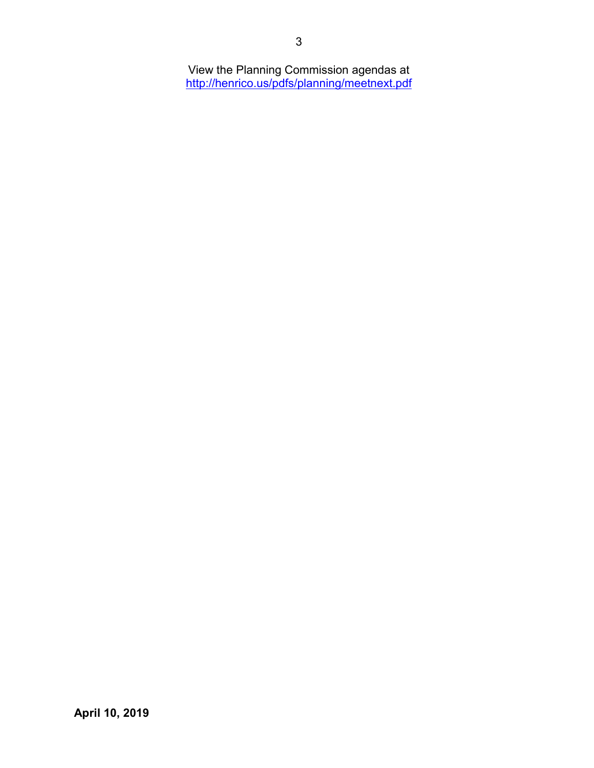View the Planning Commission agendas at
http://henrico.us/pdfs/planning/meetnext.pdf

**April 10, 2019**